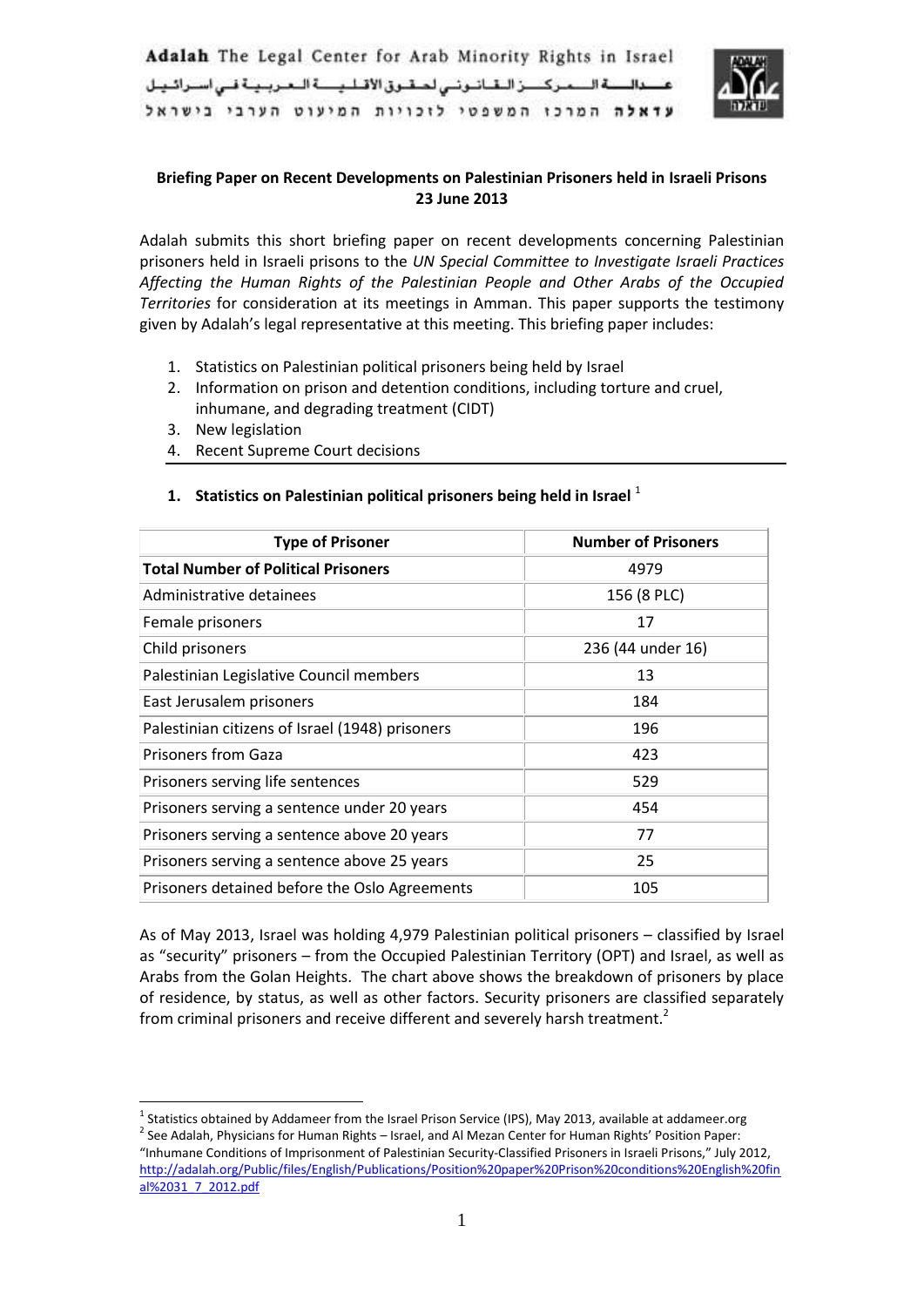Adalah The Legal Center for Arab Minority Rights in Israel

عدالة المركز القانوني لحقوق الاقلية العربية في اسرائيل

עדאלה המרכז המשפטי לזכויות המיעוט הערבי בישראל

**Briefing Paper on Recent Developments on Palestinian Prisoners held in Israeli Prisons**
**23 June 2013**

Adalah submits this short briefing paper on recent developments concerning Palestinian prisoners held in Israeli prisons to the *UN Special Committee to Investigate Israeli Practices Affecting the Human Rights of the Palestinian People and Other Arabs of the Occupied Territories* for consideration at its meetings in Amman. This paper supports the testimony given by Adalah's legal representative at this meeting. This briefing paper includes:

1. Statistics on Palestinian political prisoners being held by Israel
2. Information on prison and detention conditions, including torture and cruel, inhumane, and degrading treatment (CIDT)
3. New legislation
4. Recent Supreme Court decisions

## 1. Statistics on Palestinian political prisoners being held in Israel [1]

| Type of Prisoner | Number of Prisoners |
|---|---|
| **Total Number of Political Prisoners** | 4979 |
| Administrative detainees | 156 (8 PLC) |
| Female prisoners | 17 |
| Child prisoners | 236 (44 under 16) |
| Palestinian Legislative Council members | 13 |
| East Jerusalem prisoners | 184 |
| Palestinian citizens of Israel (1948) prisoners | 196 |
| Prisoners from Gaza | 423 |
| Prisoners serving life sentences | 529 |
| Prisoners serving a sentence under 20 years | 454 |
| Prisoners serving a sentence above 20 years | 77 |
| Prisoners serving a sentence above 25 years | 25 |
| Prisoners detained before the Oslo Agreements | 105 |

As of May 2013, Israel was holding 4,979 Palestinian political prisoners – classified by Israel as "security" prisoners – from the Occupied Palestinian Territory (OPT) and Israel, as well as Arabs from the Golan Heights. The chart above shows the breakdown of prisoners by place of residence, by status, as well as other factors. Security prisoners are classified separately from criminal prisoners and receive different and severely harsh treatment.[2]

---

[1] Statistics obtained by Addameer from the Israel Prison Service (IPS), May 2013, available at addameer.org

[2] See Adalah, Physicians for Human Rights – Israel, and Al Mezan Center for Human Rights' Position Paper: "Inhumane Conditions of Imprisonment of Palestinian Security-Classified Prisoners in Israeli Prisons," July 2012, http://adalah.org/Public/files/English/Publications/Position%20paper%20Prison%20conditions%20English%20final%2031_7_2012.pdf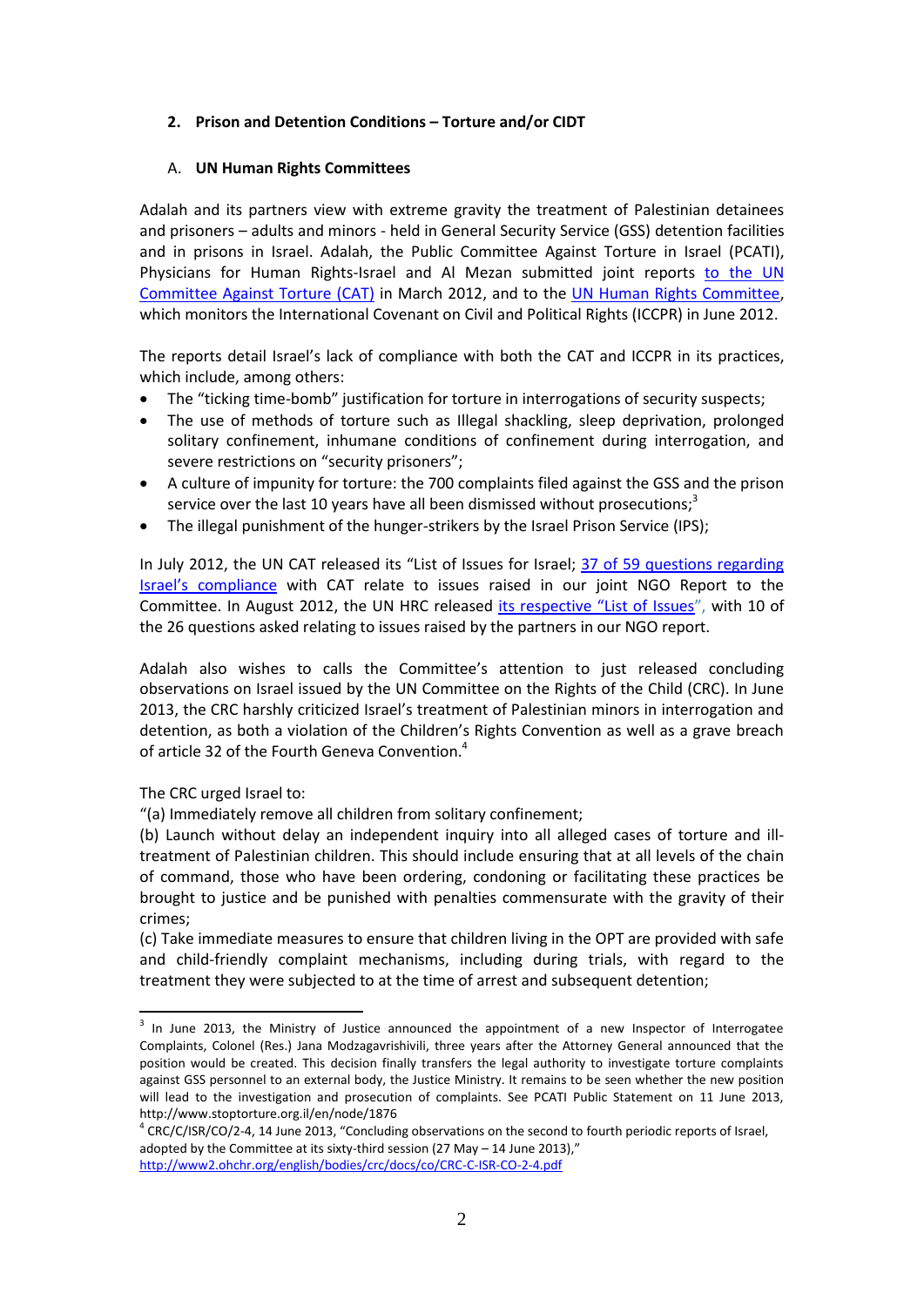## 2. Prison and Detention Conditions – Torture and/or CIDT

### A. UN Human Rights Committees

Adalah and its partners view with extreme gravity the treatment of Palestinian detainees and prisoners – adults and minors - held in General Security Service (GSS) detention facilities and in prisons in Israel. Adalah, the Public Committee Against Torture in Israel (PCATI), Physicians for Human Rights-Israel and Al Mezan submitted joint reports to the UN Committee Against Torture (CAT) in March 2012, and to the UN Human Rights Committee, which monitors the International Covenant on Civil and Political Rights (ICCPR) in June 2012.

The reports detail Israel's lack of compliance with both the CAT and ICCPR in its practices, which include, among others:

- The "ticking time-bomb" justification for torture in interrogations of security suspects;
- The use of methods of torture such as Illegal shackling, sleep deprivation, prolonged solitary confinement, inhumane conditions of confinement during interrogation, and severe restrictions on "security prisoners";
- A culture of impunity for torture: the 700 complaints filed against the GSS and the prison service over the last 10 years have all been dismissed without prosecutions;[3]
- The illegal punishment of the hunger-strikers by the Israel Prison Service (IPS);

In July 2012, the UN CAT released its "List of Issues for Israel; 37 of 59 questions regarding Israel's compliance with CAT relate to issues raised in our joint NGO Report to the Committee. In August 2012, the UN HRC released its respective "List of Issues", with 10 of the 26 questions asked relating to issues raised by the partners in our NGO report.

Adalah also wishes to calls the Committee's attention to just released concluding observations on Israel issued by the UN Committee on the Rights of the Child (CRC). In June 2013, the CRC harshly criticized Israel's treatment of Palestinian minors in interrogation and detention, as both a violation of the Children's Rights Convention as well as a grave breach of article 32 of the Fourth Geneva Convention.[4]

The CRC urged Israel to:

"(a) Immediately remove all children from solitary confinement;

(b) Launch without delay an independent inquiry into all alleged cases of torture and ill-treatment of Palestinian children. This should include ensuring that at all levels of the chain of command, those who have been ordering, condoning or facilitating these practices be brought to justice and be punished with penalties commensurate with the gravity of their crimes;

(c) Take immediate measures to ensure that children living in the OPT are provided with safe and child-friendly complaint mechanisms, including during trials, with regard to the treatment they were subjected to at the time of arrest and subsequent detention;

---

[3] In June 2013, the Ministry of Justice announced the appointment of a new Inspector of Interrogatee Complaints, Colonel (Res.) Jana Modzagavrishivili, three years after the Attorney General announced that the position would be created. This decision finally transfers the legal authority to investigate torture complaints against GSS personnel to an external body, the Justice Ministry. It remains to be seen whether the new position will lead to the investigation and prosecution of complaints. See PCATI Public Statement on 11 June 2013, http://www.stoptorture.org.il/en/node/1876

[4] CRC/C/ISR/CO/2-4, 14 June 2013, "Concluding observations on the second to fourth periodic reports of Israel, adopted by the Committee at its sixty-third session (27 May – 14 June 2013)," http://www2.ohchr.org/english/bodies/crc/docs/co/CRC-C-ISR-CO-2-4.pdf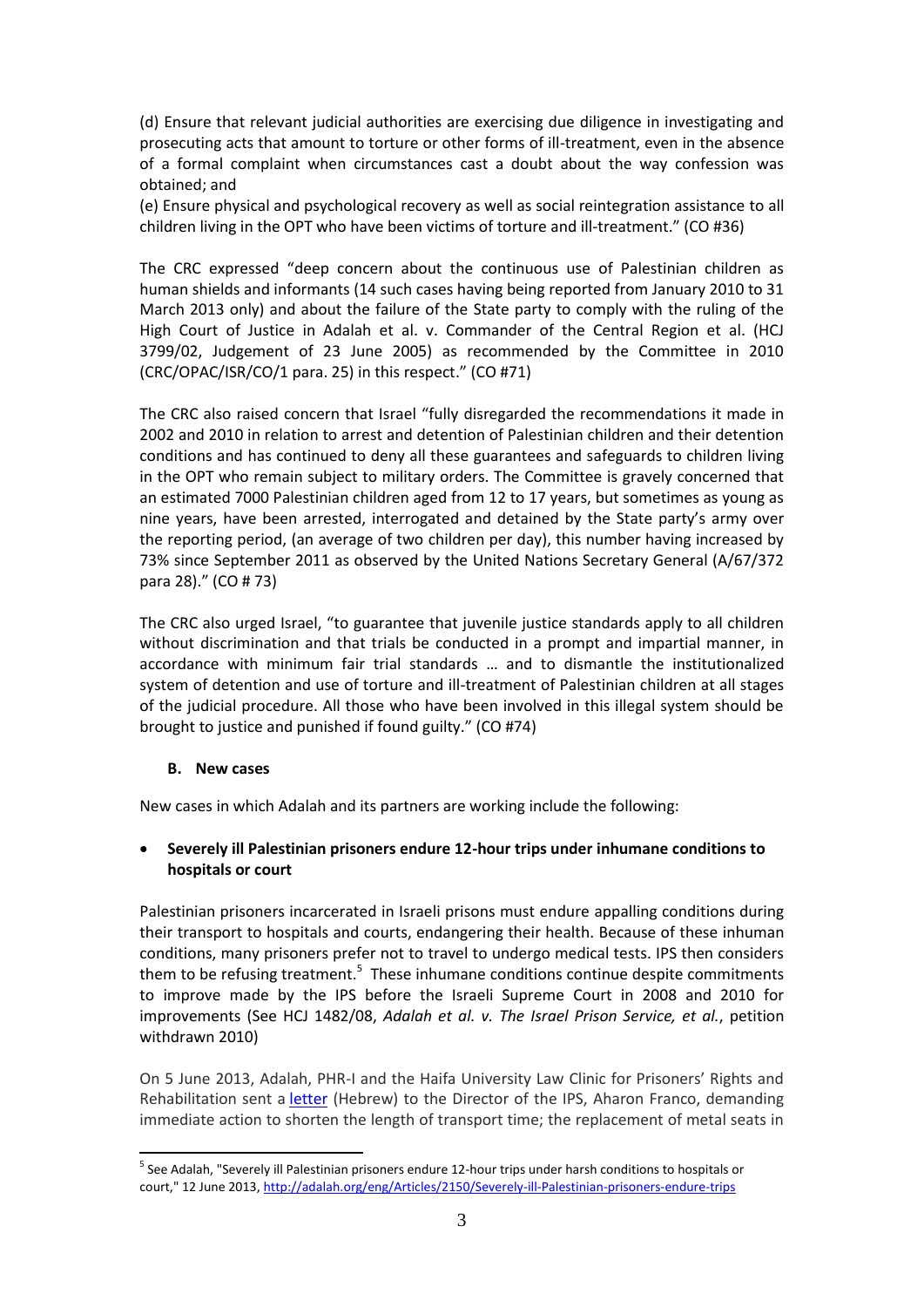(d) Ensure that relevant judicial authorities are exercising due diligence in investigating and prosecuting acts that amount to torture or other forms of ill-treatment, even in the absence of a formal complaint when circumstances cast a doubt about the way confession was obtained; and

(e) Ensure physical and psychological recovery as well as social reintegration assistance to all children living in the OPT who have been victims of torture and ill-treatment." (CO #36)

The CRC expressed "deep concern about the continuous use of Palestinian children as human shields and informants (14 such cases having being reported from January 2010 to 31 March 2013 only) and about the failure of the State party to comply with the ruling of the High Court of Justice in Adalah et al. v. Commander of the Central Region et al. (HCJ 3799/02, Judgement of 23 June 2005) as recommended by the Committee in 2010 (CRC/OPAC/ISR/CO/1 para. 25) in this respect." (CO #71)

The CRC also raised concern that Israel "fully disregarded the recommendations it made in 2002 and 2010 in relation to arrest and detention of Palestinian children and their detention conditions and has continued to deny all these guarantees and safeguards to children living in the OPT who remain subject to military orders. The Committee is gravely concerned that an estimated 7000 Palestinian children aged from 12 to 17 years, but sometimes as young as nine years, have been arrested, interrogated and detained by the State party's army over the reporting period, (an average of two children per day), this number having increased by 73% since September 2011 as observed by the United Nations Secretary General (A/67/372 para 28)." (CO # 73)

The CRC also urged Israel, "to guarantee that juvenile justice standards apply to all children without discrimination and that trials be conducted in a prompt and impartial manner, in accordance with minimum fair trial standards … and to dismantle the institutionalized system of detention and use of torture and ill-treatment of Palestinian children at all stages of the judicial procedure. All those who have been involved in this illegal system should be brought to justice and punished if found guilty." (CO #74)

## B. New cases

New cases in which Adalah and its partners are working include the following:

- **Severely ill Palestinian prisoners endure 12-hour trips under inhumane conditions to hospitals or court**

Palestinian prisoners incarcerated in Israeli prisons must endure appalling conditions during their transport to hospitals and courts, endangering their health. Because of these inhuman conditions, many prisoners prefer not to travel to undergo medical tests. IPS then considers them to be refusing treatment.[5] These inhumane conditions continue despite commitments to improve made by the IPS before the Israeli Supreme Court in 2008 and 2010 for improvements (See HCJ 1482/08, *Adalah et al. v. The Israel Prison Service, et al.*, petition withdrawn 2010)

On 5 June 2013, Adalah, PHR-I and the Haifa University Law Clinic for Prisoners' Rights and Rehabilitation sent a letter (Hebrew) to the Director of the IPS, Aharon Franco, demanding immediate action to shorten the length of transport time; the replacement of metal seats in

[5] See Adalah, "Severely ill Palestinian prisoners endure 12-hour trips under harsh conditions to hospitals or court," 12 June 2013, http://adalah.org/eng/Articles/2150/Severely-ill-Palestinian-prisoners-endure-trips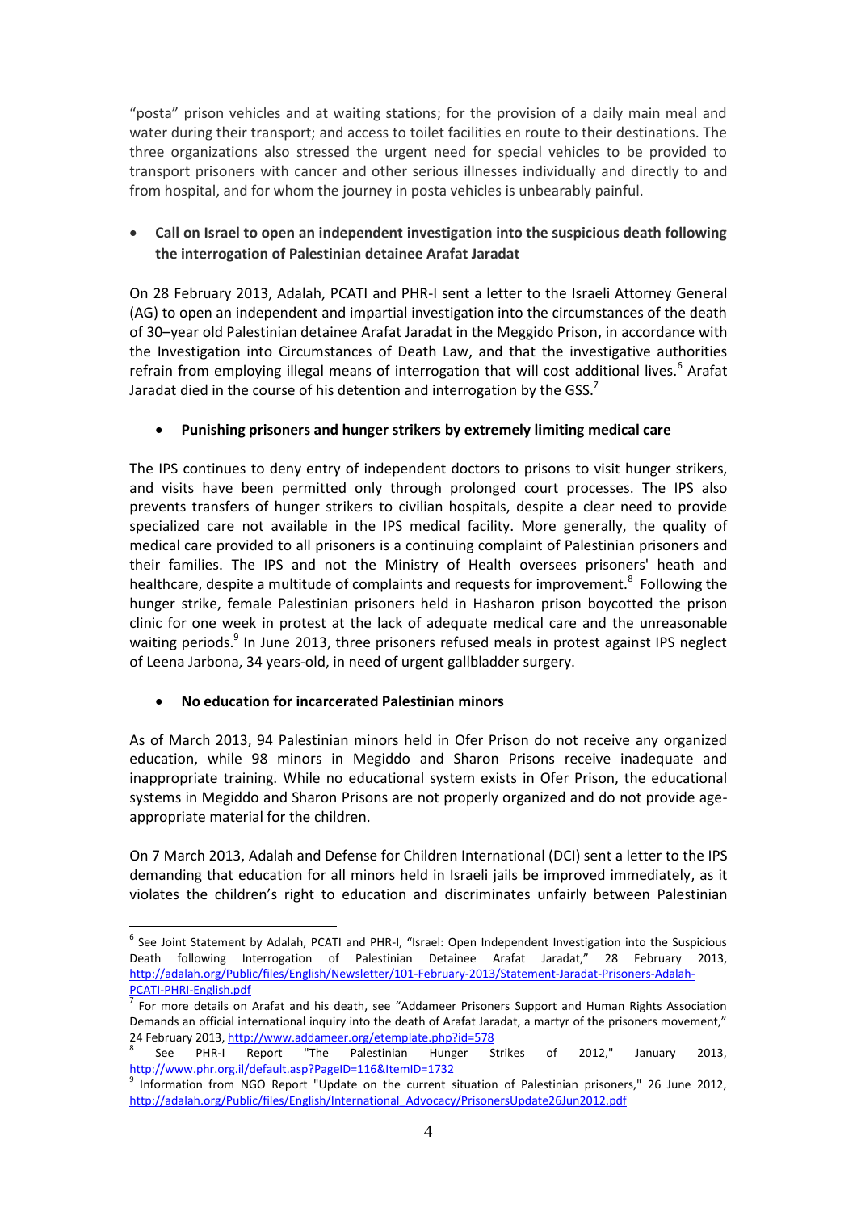"posta" prison vehicles and at waiting stations; for the provision of a daily main meal and water during their transport; and access to toilet facilities en route to their destinations. The three organizations also stressed the urgent need for special vehicles to be provided to transport prisoners with cancer and other serious illnesses individually and directly to and from hospital, and for whom the journey in posta vehicles is unbearably painful.

- **Call on Israel to open an independent investigation into the suspicious death following the interrogation of Palestinian detainee Arafat Jaradat**

On 28 February 2013, Adalah, PCATI and PHR-I sent a letter to the Israeli Attorney General (AG) to open an independent and impartial investigation into the circumstances of the death of 30–year old Palestinian detainee Arafat Jaradat in the Meggido Prison, in accordance with the Investigation into Circumstances of Death Law, and that the investigative authorities refrain from employing illegal means of interrogation that will cost additional lives.[6] Arafat Jaradat died in the course of his detention and interrogation by the GSS.[7]

- **Punishing prisoners and hunger strikers by extremely limiting medical care**

The IPS continues to deny entry of independent doctors to prisons to visit hunger strikers, and visits have been permitted only through prolonged court processes. The IPS also prevents transfers of hunger strikers to civilian hospitals, despite a clear need to provide specialized care not available in the IPS medical facility. More generally, the quality of medical care provided to all prisoners is a continuing complaint of Palestinian prisoners and their families. The IPS and not the Ministry of Health oversees prisoners' heath and healthcare, despite a multitude of complaints and requests for improvement.[8] Following the hunger strike, female Palestinian prisoners held in Hasharon prison boycotted the prison clinic for one week in protest at the lack of adequate medical care and the unreasonable waiting periods.[9] In June 2013, three prisoners refused meals in protest against IPS neglect of Leena Jarbona, 34 years-old, in need of urgent gallbladder surgery.

- **No education for incarcerated Palestinian minors**

As of March 2013, 94 Palestinian minors held in Ofer Prison do not receive any organized education, while 98 minors in Megiddo and Sharon Prisons receive inadequate and inappropriate training. While no educational system exists in Ofer Prison, the educational systems in Megiddo and Sharon Prisons are not properly organized and do not provide age-appropriate material for the children.

On 7 March 2013, Adalah and Defense for Children International (DCI) sent a letter to the IPS demanding that education for all minors held in Israeli jails be improved immediately, as it violates the children's right to education and discriminates unfairly between Palestinian

---

[6] See Joint Statement by Adalah, PCATI and PHR-I, "Israel: Open Independent Investigation into the Suspicious Death following Interrogation of Palestinian Detainee Arafat Jaradat," 28 February 2013, http://adalah.org/Public/files/English/Newsletter/101-February-2013/Statement-Jaradat-Prisoners-Adalah-PCATI-PHRI-English.pdf

[7] For more details on Arafat and his death, see "Addameer Prisoners Support and Human Rights Association Demands an official international inquiry into the death of Arafat Jaradat, a martyr of the prisoners movement," 24 February 2013, http://www.addameer.org/etemplate.php?id=578

[8] See PHR-I Report "The Palestinian Hunger Strikes of 2012," January 2013, http://www.phr.org.il/default.asp?PageID=116&ItemID=1732

[9] Information from NGO Report "Update on the current situation of Palestinian prisoners," 26 June 2012, http://adalah.org/Public/files/English/International_Advocacy/PrisonersUpdate26Jun2012.pdf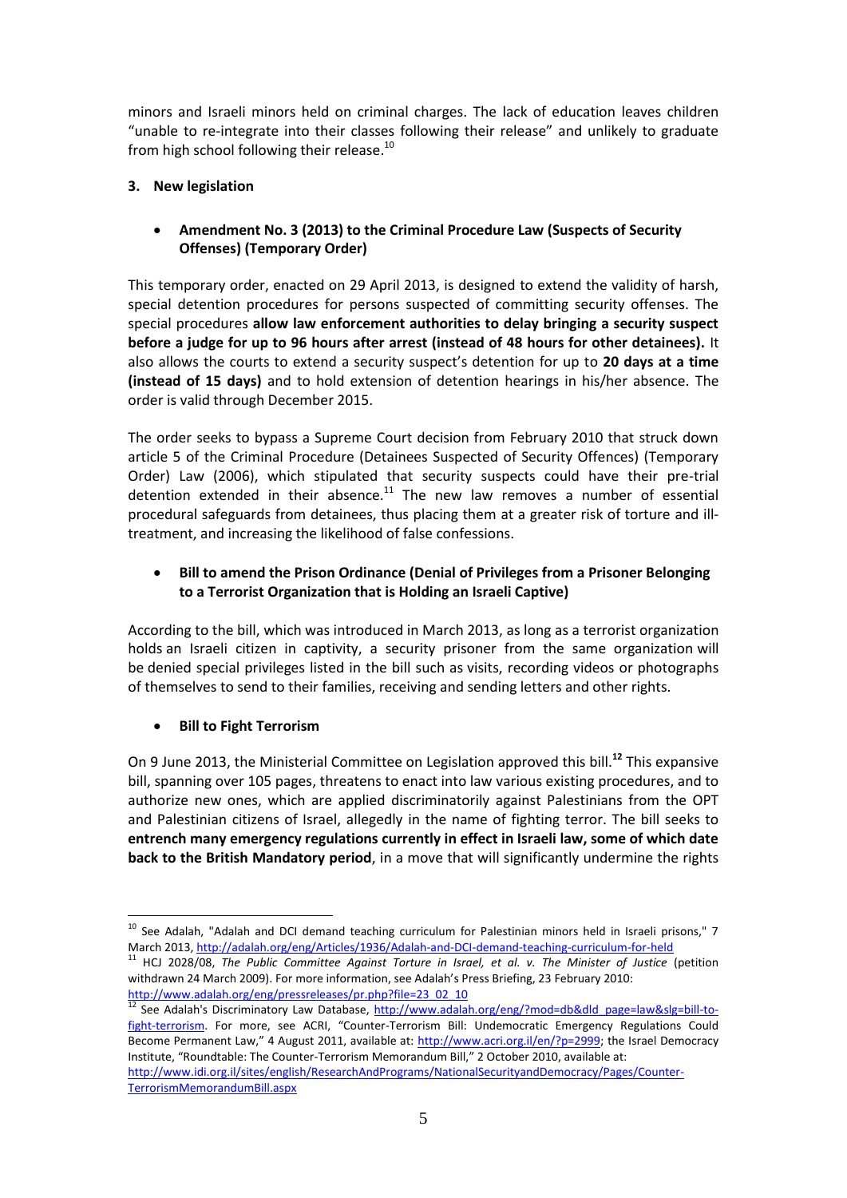minors and Israeli minors held on criminal charges. The lack of education leaves children "unable to re-integrate into their classes following their release" and unlikely to graduate from high school following their release.[10]

### 3. New legislation

- **Amendment No. 3 (2013) to the Criminal Procedure Law (Suspects of Security Offenses) (Temporary Order)**

This temporary order, enacted on 29 April 2013, is designed to extend the validity of harsh, special detention procedures for persons suspected of committing security offenses. The special procedures **allow law enforcement authorities to delay bringing a security suspect before a judge for up to 96 hours after arrest (instead of 48 hours for other detainees).** It also allows the courts to extend a security suspect's detention for up to **20 days at a time (instead of 15 days)** and to hold extension of detention hearings in his/her absence. The order is valid through December 2015.

The order seeks to bypass a Supreme Court decision from February 2010 that struck down article 5 of the Criminal Procedure (Detainees Suspected of Security Offences) (Temporary Order) Law (2006), which stipulated that security suspects could have their pre-trial detention extended in their absence.[11] The new law removes a number of essential procedural safeguards from detainees, thus placing them at a greater risk of torture and ill-treatment, and increasing the likelihood of false confessions.

- **Bill to amend the Prison Ordinance (Denial of Privileges from a Prisoner Belonging to a Terrorist Organization that is Holding an Israeli Captive)**

According to the bill, which was introduced in March 2013, as long as a terrorist organization holds an Israeli citizen in captivity, a security prisoner from the same organization will be denied special privileges listed in the bill such as visits, recording videos or photographs of themselves to send to their families, receiving and sending letters and other rights.

- **Bill to Fight Terrorism**

On 9 June 2013, the Ministerial Committee on Legislation approved this bill.[12] This expansive bill, spanning over 105 pages, threatens to enact into law various existing procedures, and to authorize new ones, which are applied discriminatorily against Palestinians from the OPT and Palestinian citizens of Israel, allegedly in the name of fighting terror. The bill seeks to **entrench many emergency regulations currently in effect in Israeli law, some of which date back to the British Mandatory period**, in a move that will significantly undermine the rights

---

[10] See Adalah, "Adalah and DCI demand teaching curriculum for Palestinian minors held in Israeli prisons," 7 March 2013, http://adalah.org/eng/Articles/1936/Adalah-and-DCI-demand-teaching-curriculum-for-held

[11] HCJ 2028/08, *The Public Committee Against Torture in Israel, et al. v. The Minister of Justice* (petition withdrawn 24 March 2009). For more information, see Adalah's Press Briefing, 23 February 2010: http://www.adalah.org/eng/pressreleases/pr.php?file=23_02_10

[12] See Adalah's Discriminatory Law Database, http://www.adalah.org/eng/?mod=db&dld_page=law&slg=bill-to-fight-terrorism. For more, see ACRI, "Counter-Terrorism Bill: Undemocratic Emergency Regulations Could Become Permanent Law," 4 August 2011, available at: http://www.acri.org.il/en/?p=2999; the Israel Democracy Institute, "Roundtable: The Counter-Terrorism Memorandum Bill," 2 October 2010, available at: http://www.idi.org.il/sites/english/ResearchAndPrograms/NationalSecurityandDemocracy/Pages/Counter-TerrorismMemorandumBill.aspx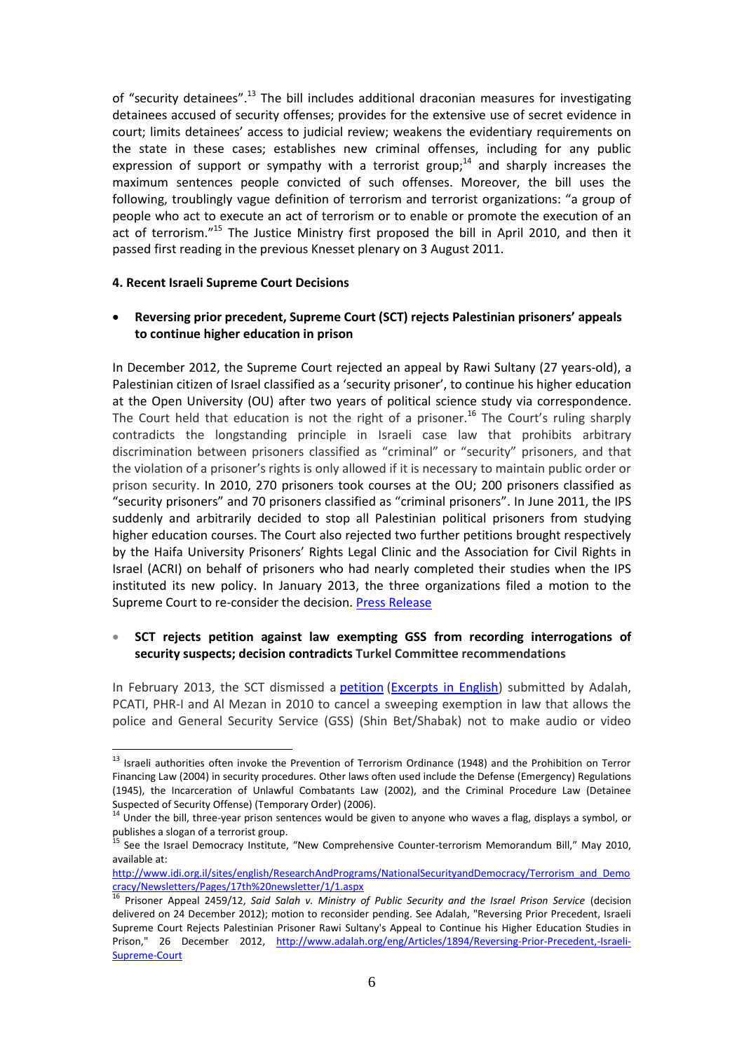of "security detainees".[13] The bill includes additional draconian measures for investigating detainees accused of security offenses; provides for the extensive use of secret evidence in court; limits detainees' access to judicial review; weakens the evidentiary requirements on the state in these cases; establishes new criminal offenses, including for any public expression of support or sympathy with a terrorist group;[14] and sharply increases the maximum sentences people convicted of such offenses. Moreover, the bill uses the following, troublingly vague definition of terrorism and terrorist organizations: "a group of people who act to execute an act of terrorism or to enable or promote the execution of an act of terrorism."[15] The Justice Ministry first proposed the bill in April 2010, and then it passed first reading in the previous Knesset plenary on 3 August 2011.

#### 4. Recent Israeli Supreme Court Decisions

- **Reversing prior precedent, Supreme Court (SCT) rejects Palestinian prisoners' appeals to continue higher education in prison**

In December 2012, the Supreme Court rejected an appeal by Rawi Sultany (27 years-old), a Palestinian citizen of Israel classified as a 'security prisoner', to continue his higher education at the Open University (OU) after two years of political science study via correspondence. The Court held that education is not the right of a prisoner.[16] The Court's ruling sharply contradicts the longstanding principle in Israeli case law that prohibits arbitrary discrimination between prisoners classified as "criminal" or "security" prisoners, and that the violation of a prisoner's rights is only allowed if it is necessary to maintain public order or prison security. In 2010, 270 prisoners took courses at the OU; 200 prisoners classified as "security prisoners" and 70 prisoners classified as "criminal prisoners". In June 2011, the IPS suddenly and arbitrarily decided to stop all Palestinian political prisoners from studying higher education courses. The Court also rejected two further petitions brought respectively by the Haifa University Prisoners' Rights Legal Clinic and the Association for Civil Rights in Israel (ACRI) on behalf of prisoners who had nearly completed their studies when the IPS instituted its new policy. In January 2013, the three organizations filed a motion to the Supreme Court to re-consider the decision. Press Release

- **SCT rejects petition against law exempting GSS from recording interrogations of security suspects; decision contradicts Turkel Committee recommendations**

In February 2013, the SCT dismissed a petition (Excerpts in English) submitted by Adalah, PCATI, PHR-I and Al Mezan in 2010 to cancel a sweeping exemption in law that allows the police and General Security Service (GSS) (Shin Bet/Shabak) not to make audio or video

---

[13] Israeli authorities often invoke the Prevention of Terrorism Ordinance (1948) and the Prohibition on Terror Financing Law (2004) in security procedures. Other laws often used include the Defense (Emergency) Regulations (1945), the Incarceration of Unlawful Combatants Law (2002), and the Criminal Procedure Law (Detainee Suspected of Security Offense) (Temporary Order) (2006).

[14] Under the bill, three-year prison sentences would be given to anyone who waves a flag, displays a symbol, or publishes a slogan of a terrorist group.

[15] See the Israel Democracy Institute, "New Comprehensive Counter-terrorism Memorandum Bill," May 2010, available at: http://www.idi.org.il/sites/english/ResearchAndPrograms/NationalSecurityandDemocracy/Terrorism_and_Democracy/Newsletters/Pages/17th%20newsletter/1/1.aspx

[16] Prisoner Appeal 2459/12, *Said Salah v. Ministry of Public Security and the Israel Prison Service* (decision delivered on 24 December 2012); motion to reconsider pending. See Adalah, "Reversing Prior Precedent, Israeli Supreme Court Rejects Palestinian Prisoner Rawi Sultany's Appeal to Continue his Higher Education Studies in Prison," 26 December 2012, http://www.adalah.org/eng/Articles/1894/Reversing-Prior-Precedent,-Israeli-Supreme-Court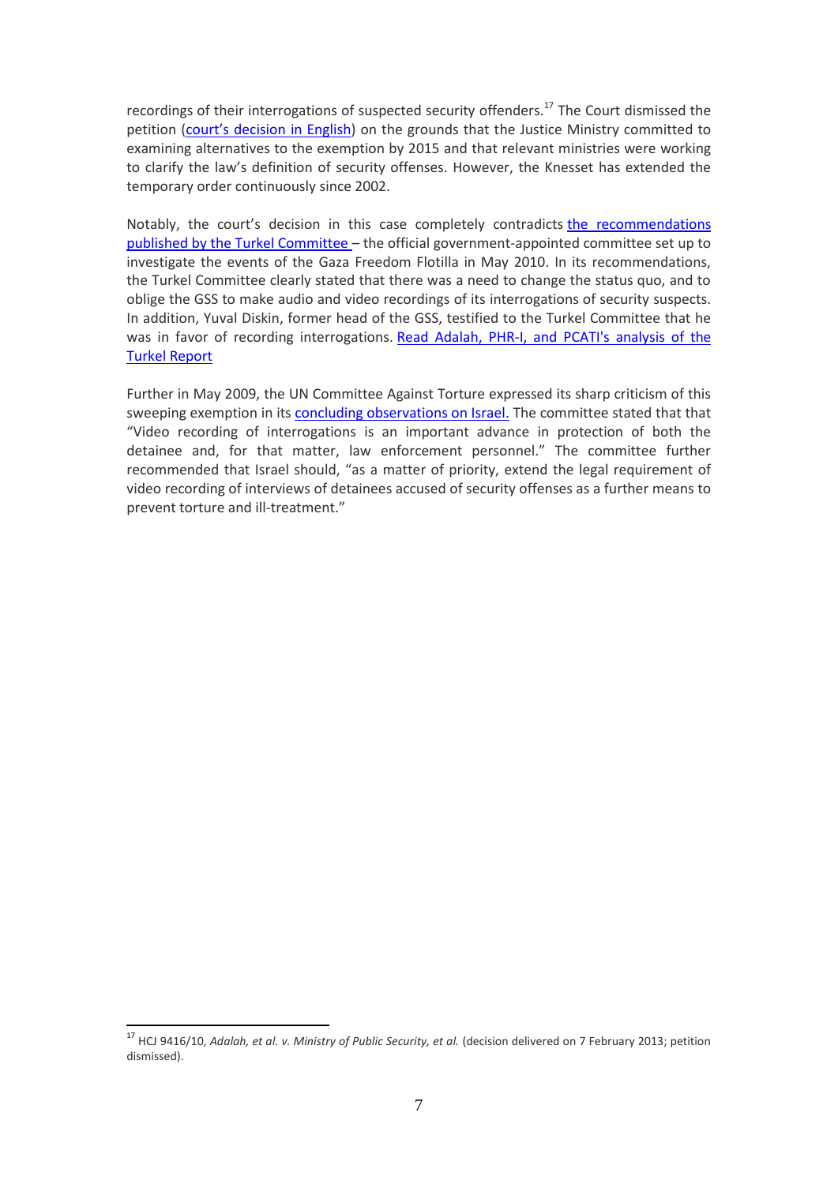recordings of their interrogations of suspected security offenders.[17] The Court dismissed the petition (court's decision in English) on the grounds that the Justice Ministry committed to examining alternatives to the exemption by 2015 and that relevant ministries were working to clarify the law's definition of security offenses. However, the Knesset has extended the temporary order continuously since 2002.

Notably, the court's decision in this case completely contradicts the recommendations published by the Turkel Committee – the official government-appointed committee set up to investigate the events of the Gaza Freedom Flotilla in May 2010. In its recommendations, the Turkel Committee clearly stated that there was a need to change the status quo, and to oblige the GSS to make audio and video recordings of its interrogations of security suspects. In addition, Yuval Diskin, former head of the GSS, testified to the Turkel Committee that he was in favor of recording interrogations. Read Adalah, PHR-I, and PCATI's analysis of the Turkel Report

Further in May 2009, the UN Committee Against Torture expressed its sharp criticism of this sweeping exemption in its concluding observations on Israel. The committee stated that that "Video recording of interrogations is an important advance in protection of both the detainee and, for that matter, law enforcement personnel." The committee further recommended that Israel should, "as a matter of priority, extend the legal requirement of video recording of interviews of detainees accused of security offenses as a further means to prevent torture and ill-treatment."

---

[17] HCJ 9416/10, *Adalah, et al. v. Ministry of Public Security, et al.* (decision delivered on 7 February 2013; petition dismissed).